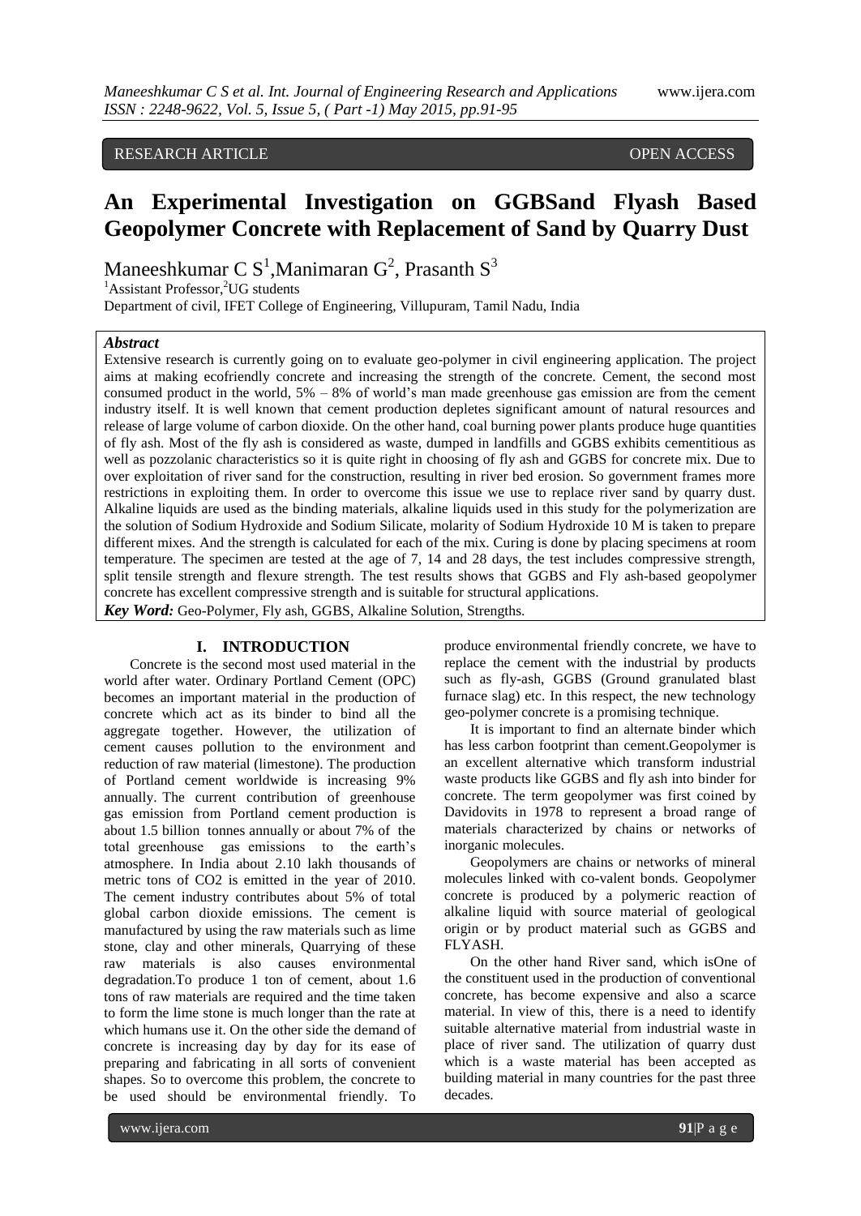RESEARCH ARTICLE OPEN ACCESS

# An Experimental Investigation on GGBSand Flyash Based Geopolymer Concrete with Replacement of Sand by Quarry Dust

Maneeshkumar C S[1],Manimaran G[2], Prasanth S[3]

[1]Assistant Professor,[2]UG students

Department of civil, IFET College of Engineering, Villupuram, Tamil Nadu, India

## *Abstract*

Extensive research is currently going on to evaluate geo-polymer in civil engineering application. The project aims at making ecofriendly concrete and increasing the strength of the concrete. Cement, the second most consumed product in the world, 5% – 8% of world's man made greenhouse gas emission are from the cement industry itself. It is well known that cement production depletes significant amount of natural resources and release of large volume of carbon dioxide. On the other hand, coal burning power plants produce huge quantities of fly ash. Most of the fly ash is considered as waste, dumped in landfills and GGBS exhibits cementitious as well as pozzolanic characteristics so it is quite right in choosing of fly ash and GGBS for concrete mix. Due to over exploitation of river sand for the construction, resulting in river bed erosion. So government frames more restrictions in exploiting them. In order to overcome this issue we use to replace river sand by quarry dust. Alkaline liquids are used as the binding materials, alkaline liquids used in this study for the polymerization are the solution of Sodium Hydroxide and Sodium Silicate, molarity of Sodium Hydroxide 10 M is taken to prepare different mixes. And the strength is calculated for each of the mix. Curing is done by placing specimens at room temperature. The specimen are tested at the age of 7, 14 and 28 days, the test includes compressive strength, split tensile strength and flexure strength. The test results shows that GGBS and Fly ash-based geopolymer concrete has excellent compressive strength and is suitable for structural applications.

***Key Word:*** Geo-Polymer, Fly ash, GGBS, Alkaline Solution, Strengths.

## I. INTRODUCTION

Concrete is the second most used material in the world after water. Ordinary Portland Cement (OPC) becomes an important material in the production of concrete which act as its binder to bind all the aggregate together. However, the utilization of cement causes pollution to the environment and reduction of raw material (limestone). The production of Portland cement worldwide is increasing 9% annually. The current contribution of greenhouse gas emission from Portland cement production is about 1.5 billion tonnes annually or about 7% of the total greenhouse gas emissions to the earth's atmosphere. In India about 2.10 lakh thousands of metric tons of CO2 is emitted in the year of 2010. The cement industry contributes about 5% of total global carbon dioxide emissions. The cement is manufactured by using the raw materials such as lime stone, clay and other minerals, Quarrying of these raw materials is also causes environmental degradation.To produce 1 ton of cement, about 1.6 tons of raw materials are required and the time taken to form the lime stone is much longer than the rate at which humans use it. On the other side the demand of concrete is increasing day by day for its ease of preparing and fabricating in all sorts of convenient shapes. So to overcome this problem, the concrete to be used should be environmental friendly. To produce environmental friendly concrete, we have to replace the cement with the industrial by products such as fly-ash, GGBS (Ground granulated blast furnace slag) etc. In this respect, the new technology geo-polymer concrete is a promising technique.

It is important to find an alternate binder which has less carbon footprint than cement.Geopolymer is an excellent alternative which transform industrial waste products like GGBS and fly ash into binder for concrete. The term geopolymer was first coined by Davidovits in 1978 to represent a broad range of materials characterized by chains or networks of inorganic molecules.

Geopolymers are chains or networks of mineral molecules linked with co-valent bonds. Geopolymer concrete is produced by a polymeric reaction of alkaline liquid with source material of geological origin or by product material such as GGBS and FLYASH.

On the other hand River sand, which isOne of the constituent used in the production of conventional concrete, has become expensive and also a scarce material. In view of this, there is a need to identify suitable alternative material from industrial waste in place of river sand. The utilization of quarry dust which is a waste material has been accepted as building material in many countries for the past three decades.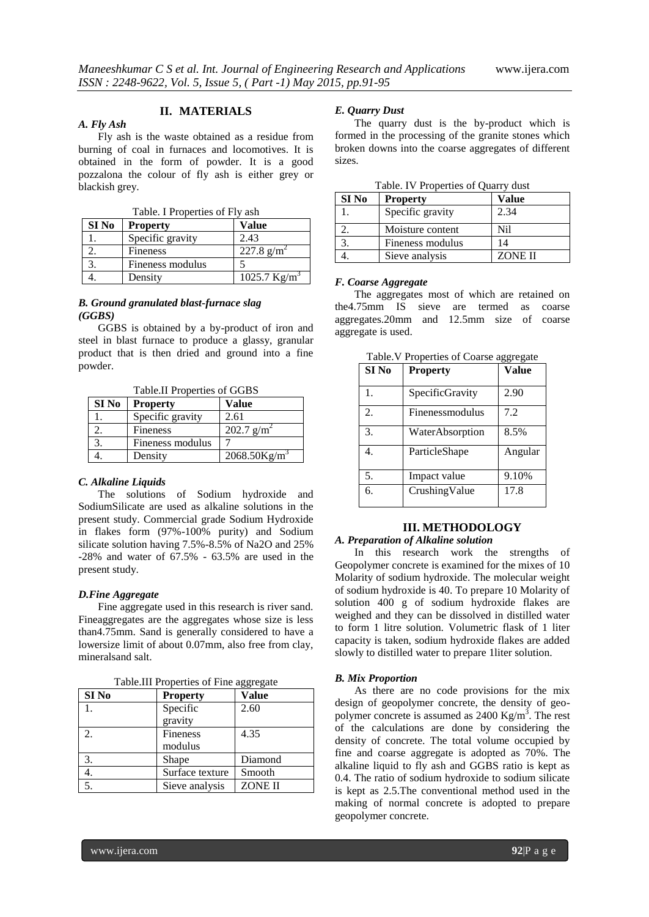## II. MATERIALS

### *A. Fly Ash*

Fly ash is the waste obtained as a residue from burning of coal in furnaces and locomotives. It is obtained in the form of powder. It is a good pozzalona the colour of fly ash is either grey or blackish grey.

Table. I Properties of Fly ash

| SI No | Property | Value |
|---|---|---|
| 1. | Specific gravity | 2.43 |
| 2. | Fineness | 227.8 $g/m^2$ |
| 3. | Fineness modulus | 5 |
| 4. | Density | 1025.7 $Kg/m^3$ |

### *B. Ground granulated blast-furnace slag (GGBS)*

GGBS is obtained by a by-product of iron and steel in blast furnace to produce a glassy, granular product that is then dried and ground into a fine powder.

Table.II Properties of GGBS

| SI No | Property | Value |
|---|---|---|
| 1. | Specific gravity | 2.61 |
| 2. | Fineness | 202.7 $g/m^2$ |
| 3. | Fineness modulus | 7 |
| 4. | Density | 2068.50$Kg/m^3$ |

### *C. Alkaline Liquids*

The solutions of Sodium hydroxide and SodiumSilicate are used as alkaline solutions in the present study. Commercial grade Sodium Hydroxide in flakes form (97%-100% purity) and Sodium silicate solution having 7.5%-8.5% of $Na_2O$ and 25% -28% and water of 67.5% - 63.5% are used in the present study.

### *D.Fine Aggregate*

Fine aggregate used in this research is river sand. Fineaggregates are the aggregates whose size is less than4.75mm. Sand is generally considered to have a lowersize limit of about 0.07mm, also free from clay, mineralsand salt.

Table.III Properties of Fine aggregate

| SI No | Property | Value |
|---|---|---|
| 1. | Specific gravity | 2.60 |
| 2. | Fineness modulus | 4.35 |
| 3. | Shape | Diamond |
| 4. | Surface texture | Smooth |
| 5. | Sieve analysis | ZONE II |

### *E. Quarry Dust*

The quarry dust is the by-product which is formed in the processing of the granite stones which broken downs into the coarse aggregates of different sizes.

Table. IV Properties of Quarry dust

| SI No | Property | Value |
|---|---|---|
| 1. | Specific gravity | 2.34 |
| 2. | Moisture content | Nil |
| 3. | Fineness modulus | 14 |
| 4. | Sieve analysis | ZONE II |

### *F. Coarse Aggregate*

The aggregates most of which are retained on the4.75mm IS sieve are termed as coarse aggregates.20mm and 12.5mm size of coarse aggregate is used.

Table.V Properties of Coarse aggregate

| SI No | Property | Value |
|---|---|---|
| 1. | SpecificGravity | 2.90 |
| 2. | Finenessmodulus | 7.2 |
| 3. | WaterAbsorption | 8.5% |
| 4. | ParticleShape | Angular |
| 5. | Impact value | 9.10% |
| 6. | CrushingValue | 17.8 |

## III. METHODOLOGY

### *A. Preparation of Alkaline solution*

In this research work the strengths of Geopolymer concrete is examined for the mixes of 10 Molarity of sodium hydroxide. The molecular weight of sodium hydroxide is 40. To prepare 10 Molarity of solution 400 g of sodium hydroxide flakes are weighed and they can be dissolved in distilled water to form 1 litre solution. Volumetric flask of 1 liter capacity is taken, sodium hydroxide flakes are added slowly to distilled water to prepare 1liter solution.

### *B. Mix Proportion*

As there are no code provisions for the mix design of geopolymer concrete, the density of geo-polymer concrete is assumed as 2400 $Kg/m^3$. The rest of the calculations are done by considering the density of concrete. The total volume occupied by fine and coarse aggregate is adopted as 70%. The alkaline liquid to fly ash and GGBS ratio is kept as 0.4. The ratio of sodium hydroxide to sodium silicate is kept as 2.5.The conventional method used in the making of normal concrete is adopted to prepare geopolymer concrete.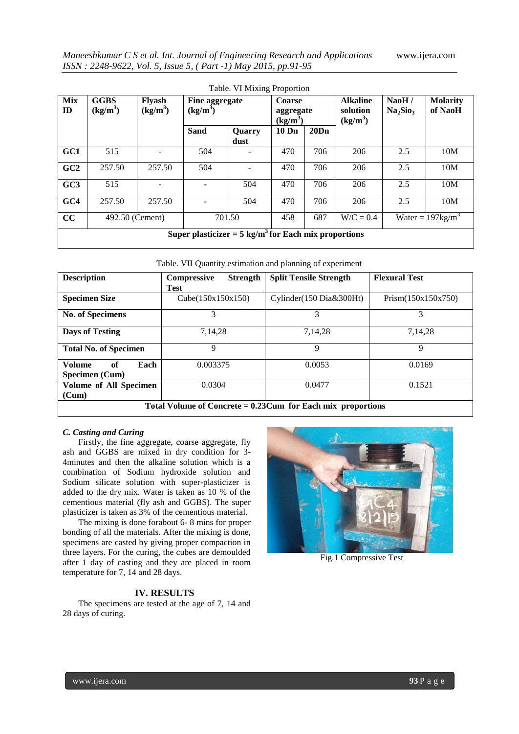Table. VI Mixing Proportion

| Mix ID | GGBS ($kg/m^3$) | Flyash ($kg/m^3$) | Fine aggregate ($kg/m^3$) | | Coarse aggregate ($kg/m^3$) | | Alkaline solution ($kg/m^3$) | NaoH / $Na_2Sio_3$ | Molarity of NaoH |
|---|---|---|---|---|---|---|---|---|---|
| | | | Sand | Quarry dust | 10 Dn | 20Dn | | | |
| GC1 | 515 | - | 504 | - | 470 | 706 | 206 | 2.5 | 10M |
| GC2 | 257.50 | 257.50 | 504 | - | 470 | 706 | 206 | 2.5 | 10M |
| GC3 | 515 | - | - | 504 | 470 | 706 | 206 | 2.5 | 10M |
| GC4 | 257.50 | 257.50 | - | 504 | 470 | 706 | 206 | 2.5 | 10M |
| CC | 492.50 (Cement) | | 701.50 | | 458 | 687 | W/C = 0.4 | Water = $197kg/m^3$ | |
| **Super plasticizer = 5 $kg/m^3$ for Each mix proportions** | | | | | | | | | |

Table. VII Quantity estimation and planning of experiment

| Description | Compressive Strength Test | Split Tensile Strength | Flexural Test |
|---|---|---|---|
| **Specimen Size** | Cube(150x150x150) | Cylinder(150 Dia&300Ht) | Prism(150x150x750) |
| **No. of Specimens** | 3 | 3 | 3 |
| **Days of Testing** | 7,14,28 | 7,14,28 | 7,14,28 |
| **Total No. of Specimen** | 9 | 9 | 9 |
| **Volume of Each Specimen (Cum)** | 0.003375 | 0.0053 | 0.0169 |
| **Volume of All Specimen (Cum)** | 0.0304 | 0.0477 | 0.1521 |
| **Total Volume of Concrete = 0.23Cum for Each mix proportions** | | | |

### *C. Casting and Curing*

Firstly, the fine aggregate, coarse aggregate, fly ash and GGBS are mixed in dry condition for 3-4minutes and then the alkaline solution which is a combination of Sodium hydroxide solution and Sodium silicate solution with super-plasticizer is added to the dry mix. Water is taken as 10 % of the cementious material (fly ash and GGBS). The super plasticizer is taken as 3% of the cementious material.

The mixing is done forabout 6- 8 mins for proper bonding of all the materials. After the mixing is done, specimens are casted by giving proper compaction in three layers. For the curing, the cubes are demoulded after 1 day of casting and they are placed in room temperature for 7, 14 and 28 days.

Fig.1 Compressive Test

## IV. RESULTS

The specimens are tested at the age of 7, 14 and 28 days of curing.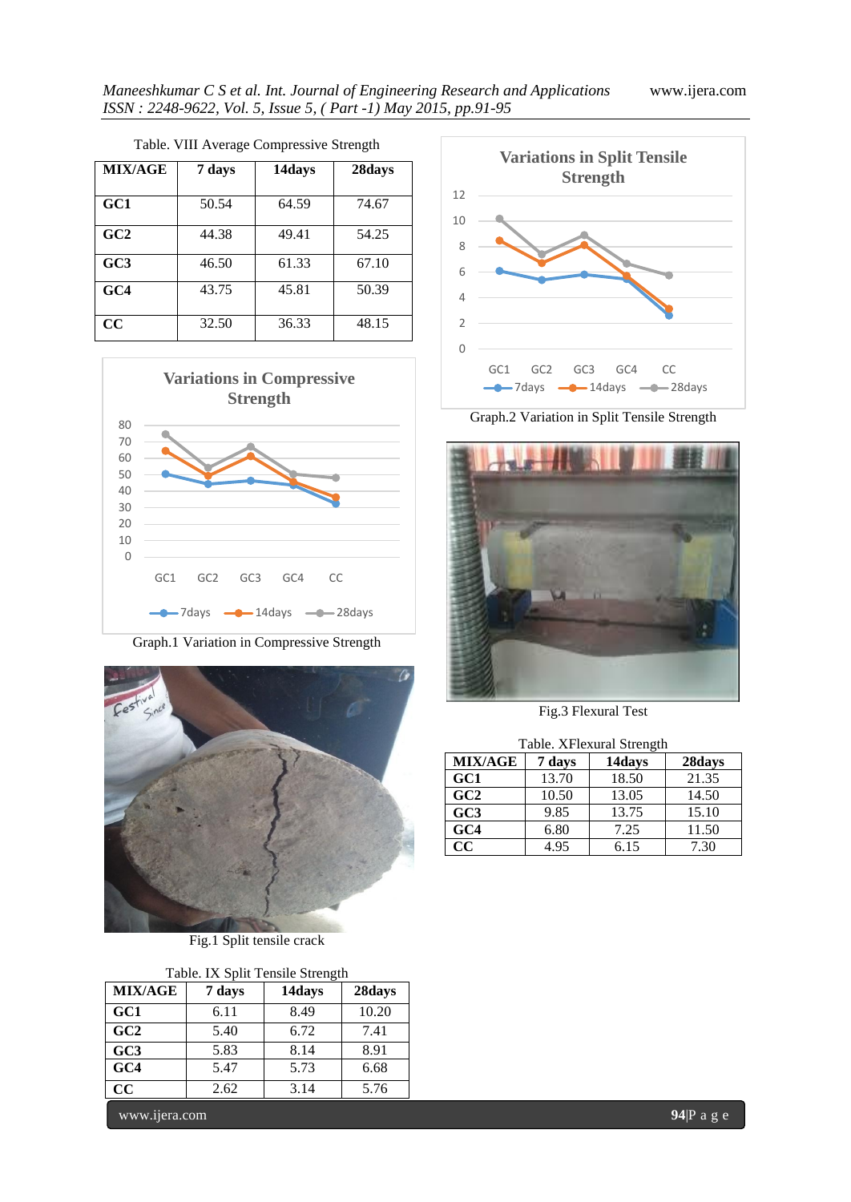Table. VIII Average Compressive Strength

| MIX/AGE | 7 days | 14days | 28days |
|---|---|---|---|
| GC1 | 50.54 | 64.59 | 74.67 |
| GC2 | 44.38 | 49.41 | 54.25 |
| GC3 | 46.50 | 61.33 | 67.10 |
| GC4 | 43.75 | 45.81 | 50.39 |
| CC | 32.50 | 36.33 | 48.15 |

Graph.1 Variation in Compressive Strength

Fig.1 Split tensile crack

Table. IX Split Tensile Strength

| MIX/AGE | 7 days | 14days | 28days |
|---|---|---|---|
| GC1 | 6.11 | 8.49 | 10.20 |
| GC2 | 5.40 | 6.72 | 7.41 |
| GC3 | 5.83 | 8.14 | 8.91 |
| GC4 | 5.47 | 5.73 | 6.68 |
| CC | 2.62 | 3.14 | 5.76 |

Graph.2 Variation in Split Tensile Strength

Fig.3 Flexural Test

Table. XFlexural Strength

| MIX/AGE | 7 days | 14days | 28days |
|---|---|---|---|
| GC1 | 13.70 | 18.50 | 21.35 |
| GC2 | 10.50 | 13.05 | 14.50 |
| GC3 | 9.85 | 13.75 | 15.10 |
| GC4 | 6.80 | 7.25 | 11.50 |
| CC | 4.95 | 6.15 | 7.30 |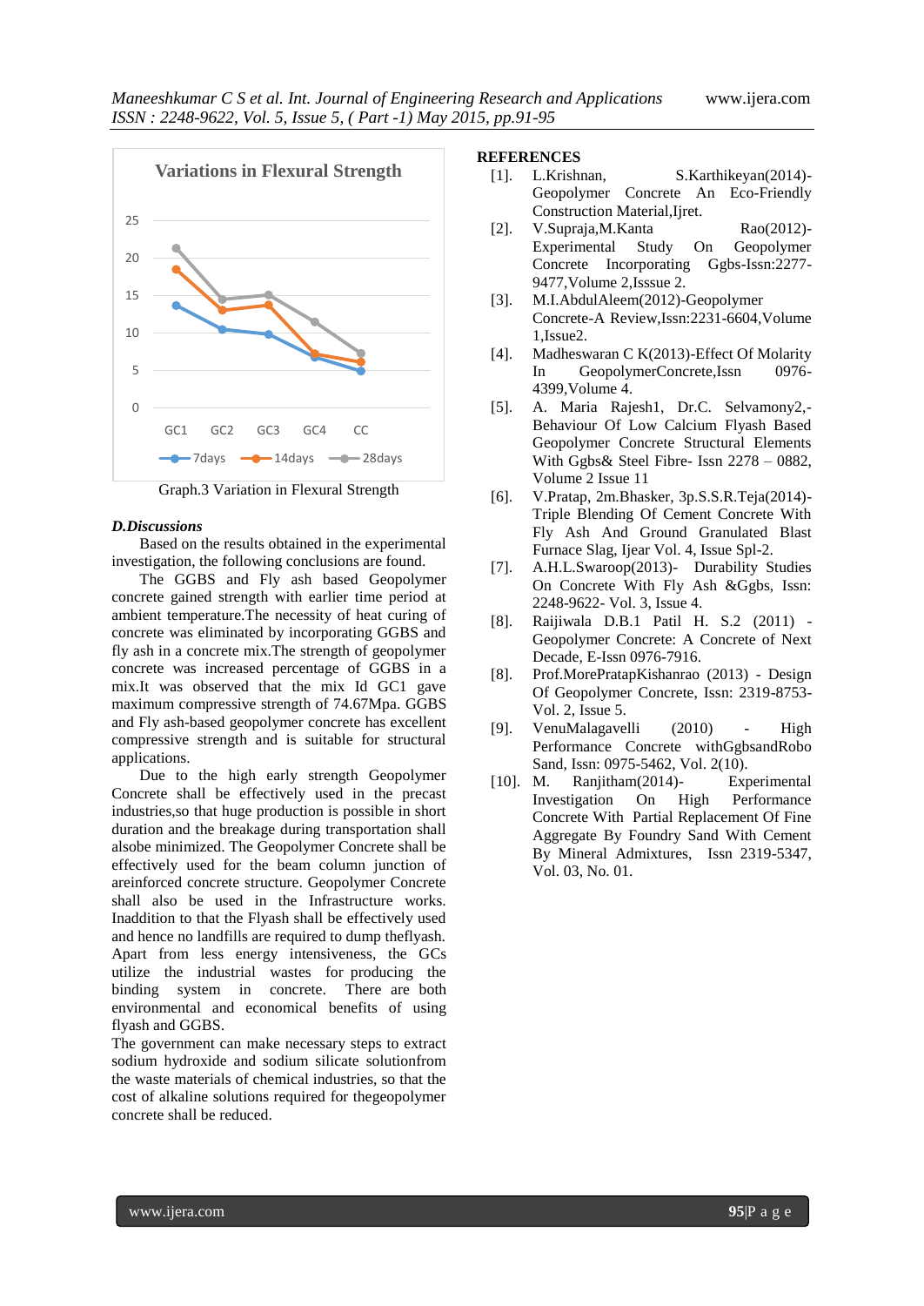Variations in Flexural Strength

25
20
15
10
5
0

GC1 GC2 GC3 GC4 CC

7days 14days 28days

Graph.3 Variation in Flexural Strength

### *D.Discussions*

Based on the results obtained in the experimental investigation, the following conclusions are found.

The GGBS and Fly ash based Geopolymer concrete gained strength with earlier time period at ambient temperature.The necessity of heat curing of concrete was eliminated by incorporating GGBS and fly ash in a concrete mix.The strength of geopolymer concrete was increased percentage of GGBS in a mix.It was observed that the mix Id GC1 gave maximum compressive strength of 74.67Mpa. GGBS and Fly ash-based geopolymer concrete has excellent compressive strength and is suitable for structural applications.

Due to the high early strength Geopolymer Concrete shall be effectively used in the precast industries,so that huge production is possible in short duration and the breakage during transportation shall alsobe minimized. The Geopolymer Concrete shall be effectively used for the beam column junction of areinforced concrete structure. Geopolymer Concrete shall also be used in the Infrastructure works. Inaddition to that the Flyash shall be effectively used and hence no landfills are required to dump theflyash. Apart from less energy intensiveness, the GCs utilize the industrial wastes for producing the binding system in concrete. There are both environmental and economical benefits of using flyash and GGBS.

The government can make necessary steps to extract sodium hydroxide and sodium silicate solutionfrom the waste materials of chemical industries, so that the cost of alkaline solutions required for thegeopolymer concrete shall be reduced.

## REFERENCES

[1]. L.Krishnan, S.Karthikeyan(2014)-Geopolymer Concrete An Eco-Friendly Construction Material,Ijret.

[2]. V.Supraja,M.Kanta Rao(2012)-Experimental Study On Geopolymer Concrete Incorporating Ggbs-Issn:2277-9477,Volume 2,Isssue 2.

[3]. M.I.AbdulAleem(2012)-Geopolymer Concrete-A Review,Issn:2231-6604,Volume 1,Issue2.

[4]. Madheswaran C K(2013)-Effect Of Molarity In GeopolymerConcrete,Issn 0976-4399,Volume 4.

[5]. A. Maria Rajesh1, Dr.C. Selvamony2,-Behaviour Of Low Calcium Flyash Based Geopolymer Concrete Structural Elements With Ggbs& Steel Fibre- Issn 2278 – 0882, Volume 2 Issue 11

[6]. V.Pratap, 2m.Bhasker, 3p.S.S.R.Teja(2014)-Triple Blending Of Cement Concrete With Fly Ash And Ground Granulated Blast Furnace Slag, Ijear Vol. 4, Issue Spl-2.

[7]. A.H.L.Swaroop(2013)- Durability Studies On Concrete With Fly Ash &Ggbs, Issn: 2248-9622- Vol. 3, Issue 4.

[8]. Raijiwala D.B.1 Patil H. S.2 (2011) - Geopolymer Concrete: A Concrete of Next Decade, E-Issn 0976-7916.

[8]. Prof.MorePratapKishanrao (2013) - Design Of Geopolymer Concrete, Issn: 2319-8753-Vol. 2, Issue 5.

[9]. VenuMalagavelli (2010) - High Performance Concrete withGgbsandRobo Sand, Issn: 0975-5462, Vol. 2(10).

[10]. M. Ranjitham(2014)- Experimental Investigation On High Performance Concrete With Partial Replacement Of Fine Aggregate By Foundry Sand With Cement By Mineral Admixtures, Issn 2319-5347, Vol. 03, No. 01.